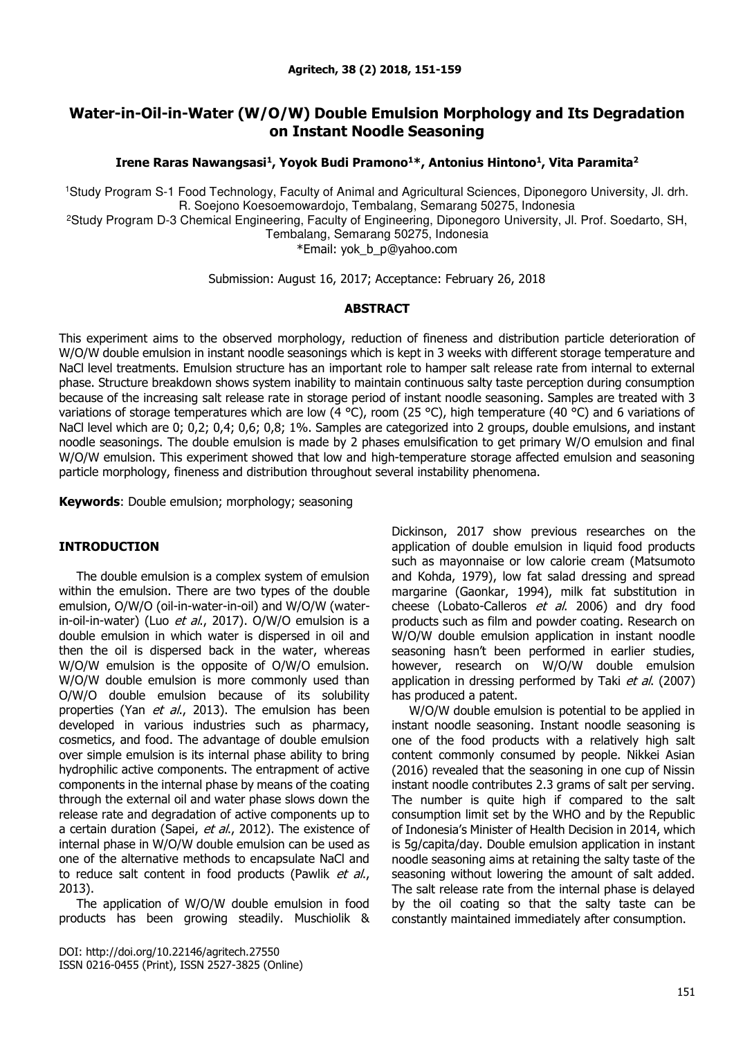# Water-in-Oil-in-Water (W/O/W) Double Emulsion Morphology and Its Degradation on Instant Noodle Seasoning

**Irene Raras Nawangsasi[1], Yoyok Budi Pramono[1]*, Antonius Hintono[1], Vita Paramita[2]**

[1]Study Program S-1 Food Technology, Faculty of Animal and Agricultural Sciences, Diponegoro University, Jl. drh. R. Soejono Koesoemowardojo, Tembalang, Semarang 50275, Indonesia
[2]Study Program D-3 Chemical Engineering, Faculty of Engineering, Diponegoro University, Jl. Prof. Soedarto, SH, Tembalang, Semarang 50275, Indonesia
*Email: yok_b_p@yahoo.com

Submission: August 16, 2017; Acceptance: February 26, 2018

## ABSTRACT

This experiment aims to the observed morphology, reduction of fineness and distribution particle deterioration of W/O/W double emulsion in instant noodle seasonings which is kept in 3 weeks with different storage temperature and NaCl level treatments. Emulsion structure has an important role to hamper salt release rate from internal to external phase. Structure breakdown shows system inability to maintain continuous salty taste perception during consumption because of the increasing salt release rate in storage period of instant noodle seasoning. Samples are treated with 3 variations of storage temperatures which are low (4 °C), room (25 °C), high temperature (40 °C) and 6 variations of NaCl level which are 0; 0,2; 0,4; 0,6; 0,8; 1%. Samples are categorized into 2 groups, double emulsions, and instant noodle seasonings. The double emulsion is made by 2 phases emulsification to get primary W/O emulsion and final W/O/W emulsion. This experiment showed that low and high-temperature storage affected emulsion and seasoning particle morphology, fineness and distribution throughout several instability phenomena.

**Keywords**: Double emulsion; morphology; seasoning

## INTRODUCTION

The double emulsion is a complex system of emulsion within the emulsion. There are two types of the double emulsion, O/W/O (oil-in-water-in-oil) and W/O/W (water-in-oil-in-water) (Luo *et al*., 2017). O/W/O emulsion is a double emulsion in which water is dispersed in oil and then the oil is dispersed back in the water, whereas W/O/W emulsion is the opposite of O/W/O emulsion. W/O/W double emulsion is more commonly used than O/W/O double emulsion because of its solubility properties (Yan *et al*., 2013). The emulsion has been developed in various industries such as pharmacy, cosmetics, and food. The advantage of double emulsion over simple emulsion is its internal phase ability to bring hydrophilic active components. The entrapment of active components in the internal phase by means of the coating through the external oil and water phase slows down the release rate and degradation of active components up to a certain duration (Sapei, *et al*., 2012). The existence of internal phase in W/O/W double emulsion can be used as one of the alternative methods to encapsulate NaCl and to reduce salt content in food products (Pawlik *et al*., 2013).

The application of W/O/W double emulsion in food products has been growing steadily. Muschiolik & Dickinson, 2017 show previous researches on the application of double emulsion in liquid food products such as mayonnaise or low calorie cream (Matsumoto and Kohda, 1979), low fat salad dressing and spread margarine (Gaonkar, 1994), milk fat substitution in cheese (Lobato-Calleros *et al*. 2006) and dry food products such as film and powder coating. Research on W/O/W double emulsion application in instant noodle seasoning hasn't been performed in earlier studies, however, research on W/O/W double emulsion application in dressing performed by Taki *et al*. (2007) has produced a patent.

W/O/W double emulsion is potential to be applied in instant noodle seasoning. Instant noodle seasoning is one of the food products with a relatively high salt content commonly consumed by people. Nikkei Asian (2016) revealed that the seasoning in one cup of Nissin instant noodle contributes 2.3 grams of salt per serving. The number is quite high if compared to the salt consumption limit set by the WHO and by the Republic of Indonesia's Minister of Health Decision in 2014, which is 5g/capita/day. Double emulsion application in instant noodle seasoning aims at retaining the salty taste of the seasoning without lowering the amount of salt added. The salt release rate from the internal phase is delayed by the oil coating so that the salty taste can be constantly maintained immediately after consumption.

DOI: http://doi.org/10.22146/agritech.27550
ISSN 0216-0455 (Print), ISSN 2527-3825 (Online)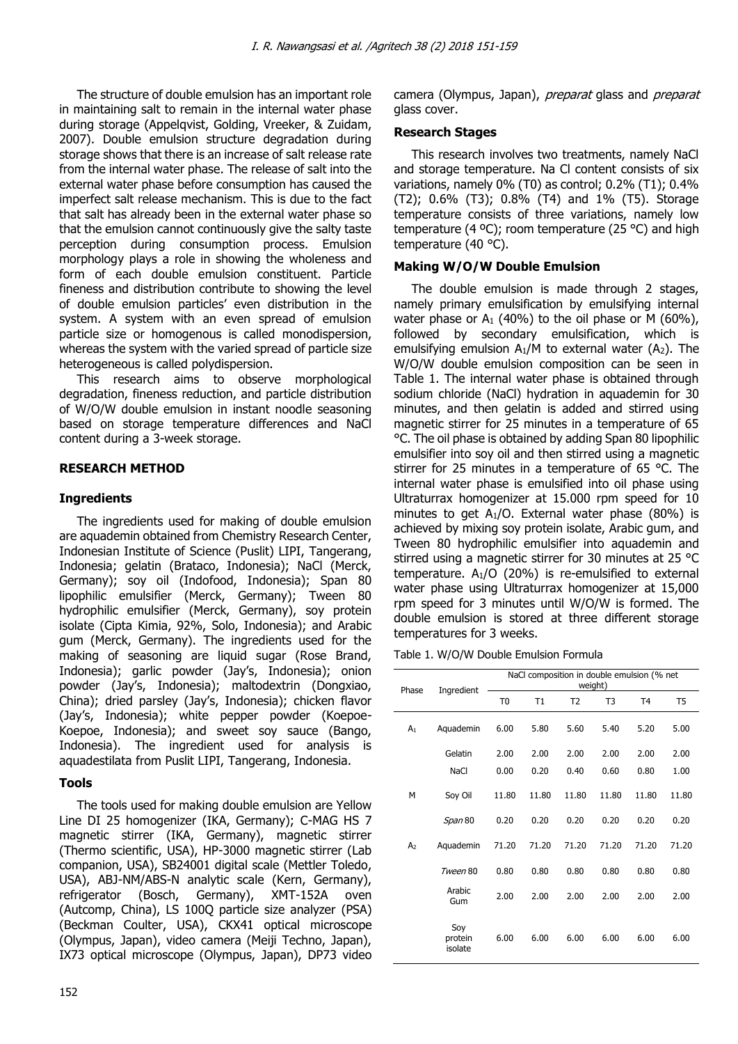The structure of double emulsion has an important role in maintaining salt to remain in the internal water phase during storage (Appelqvist, Golding, Vreeker, & Zuidam, 2007). Double emulsion structure degradation during storage shows that there is an increase of salt release rate from the internal water phase. The release of salt into the external water phase before consumption has caused the imperfect salt release mechanism. This is due to the fact that salt has already been in the external water phase so that the emulsion cannot continuously give the salty taste perception during consumption process. Emulsion morphology plays a role in showing the wholeness and form of each double emulsion constituent. Particle fineness and distribution contribute to showing the level of double emulsion particles' even distribution in the system. A system with an even spread of emulsion particle size or homogenous is called monodispersion, whereas the system with the varied spread of particle size heterogeneous is called polydispersion.

This research aims to observe morphological degradation, fineness reduction, and particle distribution of W/O/W double emulsion in instant noodle seasoning based on storage temperature differences and NaCl content during a 3-week storage.

## RESEARCH METHOD

### Ingredients

The ingredients used for making of double emulsion are aquademin obtained from Chemistry Research Center, Indonesian Institute of Science (Puslit) LIPI, Tangerang, Indonesia; gelatin (Brataco, Indonesia); NaCl (Merck, Germany); soy oil (Indofood, Indonesia); Span 80 lipophilic emulsifier (Merck, Germany); Tween 80 hydrophilic emulsifier (Merck, Germany), soy protein isolate (Cipta Kimia, 92%, Solo, Indonesia); and Arabic gum (Merck, Germany). The ingredients used for the making of seasoning are liquid sugar (Rose Brand, Indonesia); garlic powder (Jay's, Indonesia); onion powder (Jay's, Indonesia); maltodextrin (Dongxiao, China); dried parsley (Jay's, Indonesia); chicken flavor (Jay's, Indonesia); white pepper powder (Koepoe-Koepoe, Indonesia); and sweet soy sauce (Bango, Indonesia). The ingredient used for analysis is aquadestilata from Puslit LIPI, Tangerang, Indonesia.

### Tools

The tools used for making double emulsion are Yellow Line DI 25 homogenizer (IKA, Germany); C-MAG HS 7 magnetic stirrer (IKA, Germany), magnetic stirrer (Thermo scientific, USA), HP-3000 magnetic stirrer (Lab companion, USA), SB24001 digital scale (Mettler Toledo, USA), ABJ-NM/ABS-N analytic scale (Kern, Germany), refrigerator (Bosch, Germany), XMT-152A oven (Autcomp, China), LS 100Q particle size analyzer (PSA) (Beckman Coulter, USA), CKX41 optical microscope (Olympus, Japan), video camera (Meiji Techno, Japan), IX73 optical microscope (Olympus, Japan), DP73 video camera (Olympus, Japan), *preparat* glass and *preparat* glass cover.

### Research Stages

This research involves two treatments, namely NaCl and storage temperature. Na Cl content consists of six variations, namely 0% (T0) as control; 0.2% (T1); 0.4% (T2); 0.6% (T3); 0.8% (T4) and 1% (T5). Storage temperature consists of three variations, namely low temperature (4 ºC); room temperature (25 °C) and high temperature (40 °C).

### Making W/O/W Double Emulsion

The double emulsion is made through 2 stages, namely primary emulsification by emulsifying internal water phase or $A_1$ (40%) to the oil phase or M (60%), followed by secondary emulsification, which is emulsifying emulsion $A_1$/M to external water ($A_2$). The W/O/W double emulsion composition can be seen in Table 1. The internal water phase is obtained through sodium chloride (NaCl) hydration in aquademin for 30 minutes, and then gelatin is added and stirred using magnetic stirrer for 25 minutes in a temperature of 65 °C. The oil phase is obtained by adding Span 80 lipophilic emulsifier into soy oil and then stirred using a magnetic stirrer for 25 minutes in a temperature of 65 °C. The internal water phase is emulsified into oil phase using Ultraturrax homogenizer at 15.000 rpm speed for 10 minutes to get $A_1$/O. External water phase (80%) is achieved by mixing soy protein isolate, Arabic gum, and Tween 80 hydrophilic emulsifier into aquademin and stirred using a magnetic stirrer for 30 minutes at 25 °C temperature. $A_1$/O (20%) is re-emulsified to external water phase using Ultraturrax homogenizer at 15,000 rpm speed for 3 minutes until W/O/W is formed. The double emulsion is stored at three different storage temperatures for 3 weeks.

Table 1. W/O/W Double Emulsion Formula

| Phase | Ingredient | NaCl composition in double emulsion (% net weight) | | | | | |
|---|---|---|---|---|---|---|---|
| | | T0 | T1 | T2 | T3 | T4 | T5 |
| $A_1$ | Aquademin | 6.00 | 5.80 | 5.60 | 5.40 | 5.20 | 5.00 |
| | Gelatin | 2.00 | 2.00 | 2.00 | 2.00 | 2.00 | 2.00 |
| | NaCl | 0.00 | 0.20 | 0.40 | 0.60 | 0.80 | 1.00 |
| M | Soy Oil | 11.80 | 11.80 | 11.80 | 11.80 | 11.80 | 11.80 |
| | *Span* 80 | 0.20 | 0.20 | 0.20 | 0.20 | 0.20 | 0.20 |
| $A_2$ | Aquademin | 71.20 | 71.20 | 71.20 | 71.20 | 71.20 | 71.20 |
| | *Tween* 80 | 0.80 | 0.80 | 0.80 | 0.80 | 0.80 | 0.80 |
| | Arabic Gum | 2.00 | 2.00 | 2.00 | 2.00 | 2.00 | 2.00 |
| | Soy protein isolate | 6.00 | 6.00 | 6.00 | 6.00 | 6.00 | 6.00 |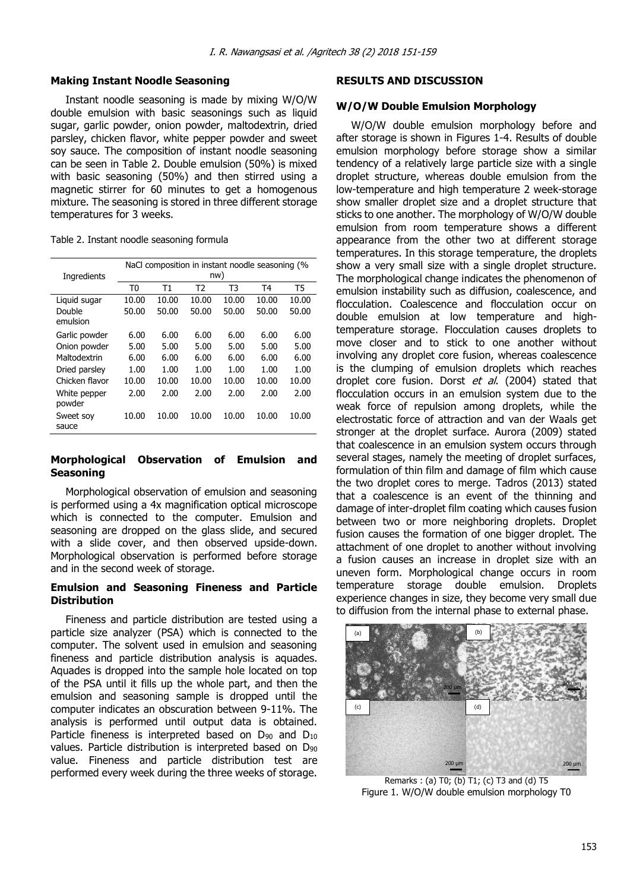### Making Instant Noodle Seasoning

Instant noodle seasoning is made by mixing W/O/W double emulsion with basic seasonings such as liquid sugar, garlic powder, onion powder, maltodextrin, dried parsley, chicken flavor, white pepper powder and sweet soy sauce. The composition of instant noodle seasoning can be seen in Table 2. Double emulsion (50%) is mixed with basic seasoning (50%) and then stirred using a magnetic stirrer for 60 minutes to get a homogenous mixture. The seasoning is stored in three different storage temperatures for 3 weeks.

Table 2. Instant noodle seasoning formula

| Ingredients | NaCl composition in instant noodle seasoning (% nw) | | | | | |
|---|---|---|---|---|---|---|
| | T0 | T1 | T2 | T3 | T4 | T5 |
| Liquid sugar | 10.00 | 10.00 | 10.00 | 10.00 | 10.00 | 10.00 |
| Double emulsion | 50.00 | 50.00 | 50.00 | 50.00 | 50.00 | 50.00 |
| Garlic powder | 6.00 | 6.00 | 6.00 | 6.00 | 6.00 | 6.00 |
| Onion powder | 5.00 | 5.00 | 5.00 | 5.00 | 5.00 | 5.00 |
| Maltodextrin | 6.00 | 6.00 | 6.00 | 6.00 | 6.00 | 6.00 |
| Dried parsley | 1.00 | 1.00 | 1.00 | 1.00 | 1.00 | 1.00 |
| Chicken flavor | 10.00 | 10.00 | 10.00 | 10.00 | 10.00 | 10.00 |
| White pepper powder | 2.00 | 2.00 | 2.00 | 2.00 | 2.00 | 2.00 |
| Sweet soy sauce | 10.00 | 10.00 | 10.00 | 10.00 | 10.00 | 10.00 |

### Morphological Observation of Emulsion and Seasoning

Morphological observation of emulsion and seasoning is performed using a 4x magnification optical microscope which is connected to the computer. Emulsion and seasoning are dropped on the glass slide, and secured with a slide cover, and then observed upside-down. Morphological observation is performed before storage and in the second week of storage.

### Emulsion and Seasoning Fineness and Particle Distribution

Fineness and particle distribution are tested using a particle size analyzer (PSA) which is connected to the computer. The solvent used in emulsion and seasoning fineness and particle distribution analysis is aquades. Aquades is dropped into the sample hole located on top of the PSA until it fills up the whole part, and then the emulsion and seasoning sample is dropped until the computer indicates an obscuration between 9-11%. The analysis is performed until output data is obtained. Particle fineness is interpreted based on $D_{90}$ and $D_{10}$ values. Particle distribution is interpreted based on $D_{90}$ value. Fineness and particle distribution test are performed every week during the three weeks of storage.

## RESULTS AND DISCUSSION

### W/O/W Double Emulsion Morphology

W/O/W double emulsion morphology before and after storage is shown in Figures 1-4. Results of double emulsion morphology before storage show a similar tendency of a relatively large particle size with a single droplet structure, whereas double emulsion from the low-temperature and high temperature 2 week-storage show smaller droplet size and a droplet structure that sticks to one another. The morphology of W/O/W double emulsion from room temperature shows a different appearance from the other two at different storage temperatures. In this storage temperature, the droplets show a very small size with a single droplet structure. The morphological change indicates the phenomenon of emulsion instability such as diffusion, coalescence, and flocculation. Coalescence and flocculation occur on double emulsion at low temperature and high-temperature storage. Flocculation causes droplets to move closer and to stick to one another without involving any droplet core fusion, whereas coalescence is the clumping of emulsion droplets which reaches droplet core fusion. Dorst *et al.* (2004) stated that flocculation occurs in an emulsion system due to the weak force of repulsion among droplets, while the electrostatic force of attraction and van der Waals get stronger at the droplet surface. Aurora (2009) stated that coalescence in an emulsion system occurs through several stages, namely the meeting of droplet surfaces, formulation of thin film and damage of film which cause the two droplet cores to merge. Tadros (2013) stated that a coalescence is an event of the thinning and damage of inter-droplet film coating which causes fusion between two or more neighboring droplets. Droplet fusion causes the formation of one bigger droplet. The attachment of one droplet to another without involving a fusion causes an increase in droplet size with an uneven form. Morphological change occurs in room temperature storage double emulsion. Droplets experience changes in size, they become very small due to diffusion from the internal phase to external phase.

Remarks : (a) T0; (b) T1; (c) T3 and (d) T5

Figure 1. W/O/W double emulsion morphology T0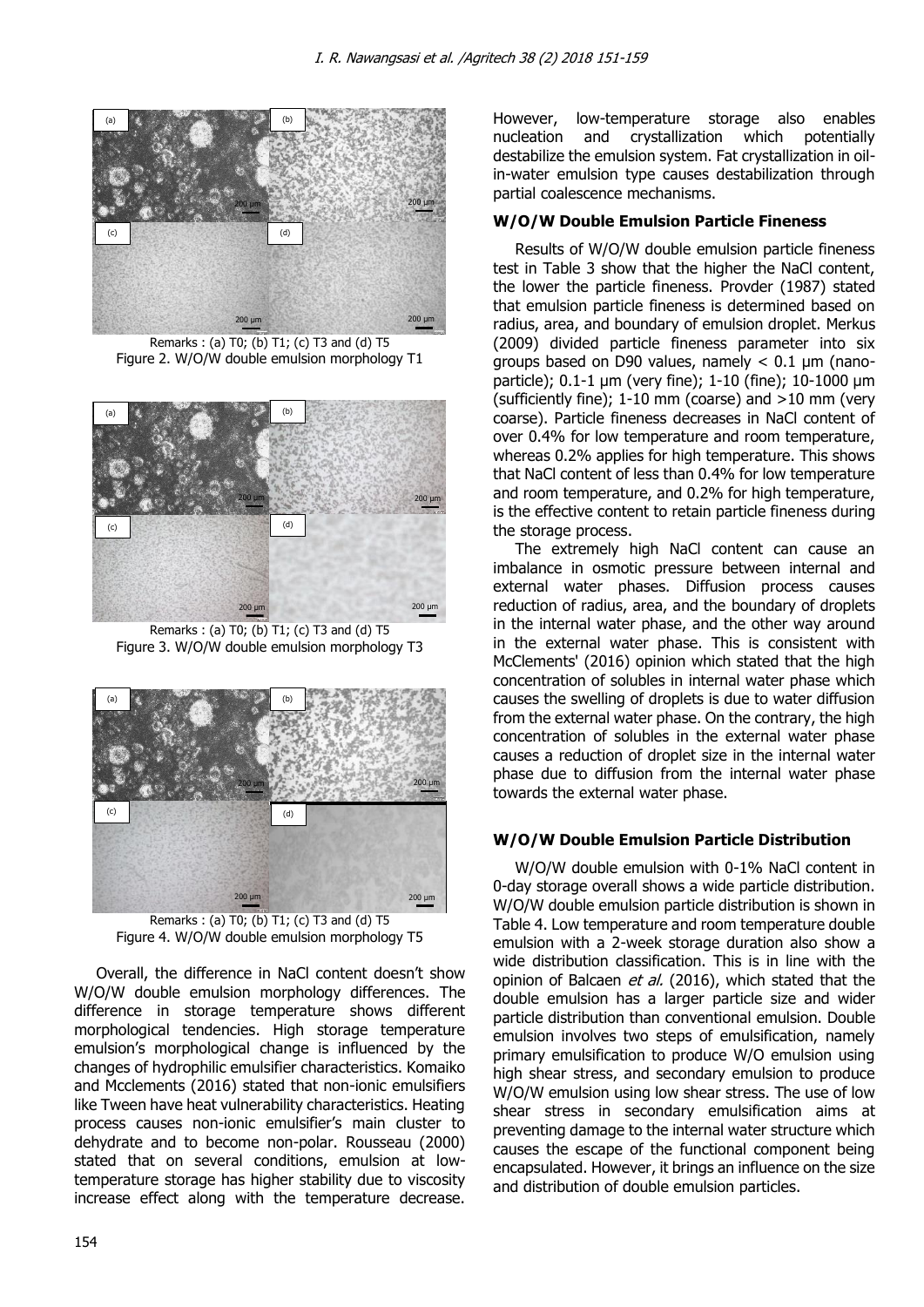Remarks : (a) T0; (b) T1; (c) T3 and (d) T5
Figure 2. W/O/W double emulsion morphology T1

Remarks : (a) T0; (b) T1; (c) T3 and (d) T5
Figure 3. W/O/W double emulsion morphology T3

Remarks : (a) T0; (b) T1; (c) T3 and (d) T5
Figure 4. W/O/W double emulsion morphology T5

Overall, the difference in NaCl content doesn't show W/O/W double emulsion morphology differences. The difference in storage temperature shows different morphological tendencies. High storage temperature emulsion's morphological change is influenced by the changes of hydrophilic emulsifier characteristics. Komaiko and Mcclements (2016) stated that non-ionic emulsifiers like Tween have heat vulnerability characteristics. Heating process causes non-ionic emulsifier's main cluster to dehydrate and to become non-polar. Rousseau (2000) stated that on several conditions, emulsion at low-temperature storage has higher stability due to viscosity increase effect along with the temperature decrease. However, low-temperature storage also enables nucleation and crystallization which potentially destabilize the emulsion system. Fat crystallization in oil-in-water emulsion type causes destabilization through partial coalescence mechanisms.

### W/O/W Double Emulsion Particle Fineness

Results of W/O/W double emulsion particle fineness test in Table 3 show that the higher the NaCl content, the lower the particle fineness. Provder (1987) stated that emulsion particle fineness is determined based on radius, area, and boundary of emulsion droplet. Merkus (2009) divided particle fineness parameter into six groups based on D90 values, namely < 0.1 µm (nano-particle); 0.1-1 µm (very fine); 1-10 (fine); 10-1000 µm (sufficiently fine); 1-10 mm (coarse) and >10 mm (very coarse). Particle fineness decreases in NaCl content of over 0.4% for low temperature and room temperature, whereas 0.2% applies for high temperature. This shows that NaCl content of less than 0.4% for low temperature and room temperature, and 0.2% for high temperature, is the effective content to retain particle fineness during the storage process.

The extremely high NaCl content can cause an imbalance in osmotic pressure between internal and external water phases. Diffusion process causes reduction of radius, area, and the boundary of droplets in the internal water phase, and the other way around in the external water phase. This is consistent with McClements' (2016) opinion which stated that the high concentration of solubles in internal water phase which causes the swelling of droplets is due to water diffusion from the external water phase. On the contrary, the high concentration of solubles in the external water phase causes a reduction of droplet size in the internal water phase due to diffusion from the internal water phase towards the external water phase.

### W/O/W Double Emulsion Particle Distribution

W/O/W double emulsion with 0-1% NaCl content in 0-day storage overall shows a wide particle distribution. W/O/W double emulsion particle distribution is shown in Table 4. Low temperature and room temperature double emulsion with a 2-week storage duration also show a wide distribution classification. This is in line with the opinion of Balcaen *et al.* (2016), which stated that the double emulsion has a larger particle size and wider particle distribution than conventional emulsion. Double emulsion involves two steps of emulsification, namely primary emulsification to produce W/O emulsion using high shear stress, and secondary emulsion to produce W/O/W emulsion using low shear stress. The use of low shear stress in secondary emulsification aims at preventing damage to the internal water structure which causes the escape of the functional component being encapsulated. However, it brings an influence on the size and distribution of double emulsion particles.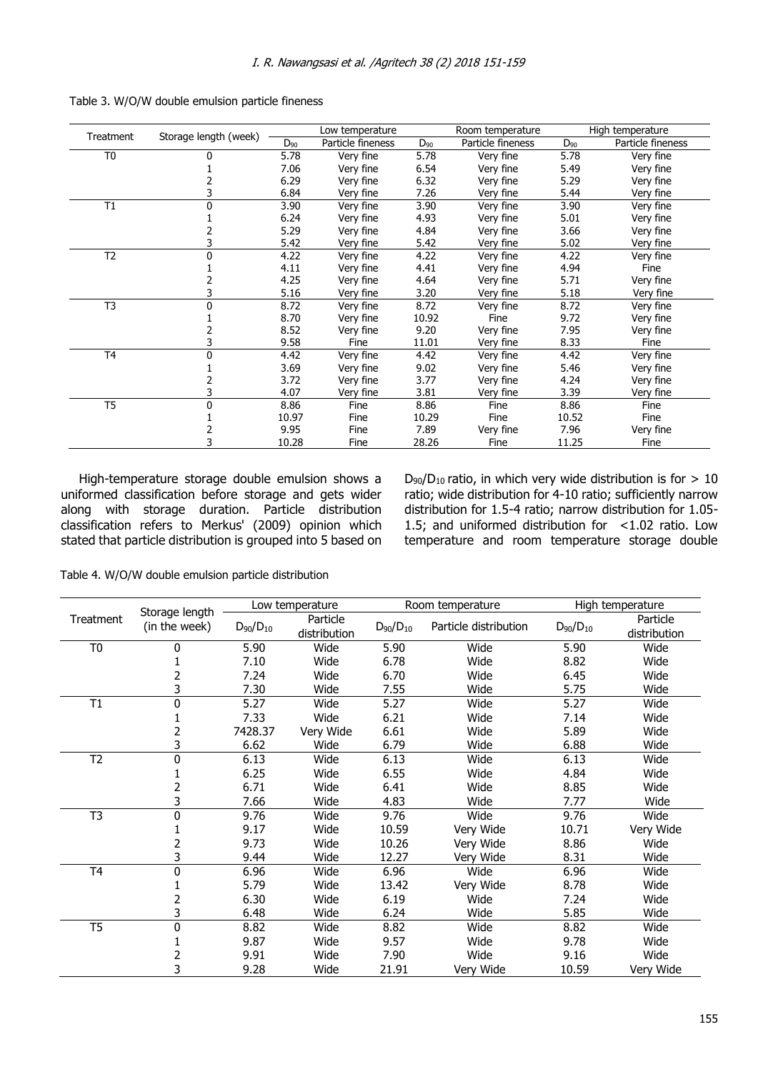Table 3. W/O/W double emulsion particle fineness

| Treatment | Storage length (week) | Low temperature | | Room temperature | | High temperature | |
|---|---|---|---|---|---|---|---|
| | | $D_{90}$ | Particle fineness | $D_{90}$ | Particle fineness | $D_{90}$ | Particle fineness |
| T0 | 0 | 5.78 | Very fine | 5.78 | Very fine | 5.78 | Very fine |
| | 1 | 7.06 | Very fine | 6.54 | Very fine | 5.49 | Very fine |
| | 2 | 6.29 | Very fine | 6.32 | Very fine | 5.29 | Very fine |
| | 3 | 6.84 | Very fine | 7.26 | Very fine | 5.44 | Very fine |
| T1 | 0 | 3.90 | Very fine | 3.90 | Very fine | 3.90 | Very fine |
| | 1 | 6.24 | Very fine | 4.93 | Very fine | 5.01 | Very fine |
| | 2 | 5.29 | Very fine | 4.84 | Very fine | 3.66 | Very fine |
| | 3 | 5.42 | Very fine | 5.42 | Very fine | 5.02 | Very fine |
| T2 | 0 | 4.22 | Very fine | 4.22 | Very fine | 4.22 | Very fine |
| | 1 | 4.11 | Very fine | 4.41 | Very fine | 4.94 | Fine |
| | 2 | 4.25 | Very fine | 4.64 | Very fine | 5.71 | Very fine |
| | 3 | 5.16 | Very fine | 3.20 | Very fine | 5.18 | Very fine |
| T3 | 0 | 8.72 | Very fine | 8.72 | Very fine | 8.72 | Very fine |
| | 1 | 8.70 | Very fine | 10.92 | Fine | 9.72 | Very fine |
| | 2 | 8.52 | Very fine | 9.20 | Very fine | 7.95 | Very fine |
| | 3 | 9.58 | Fine | 11.01 | Very fine | 8.33 | Fine |
| T4 | 0 | 4.42 | Very fine | 4.42 | Very fine | 4.42 | Very fine |
| | 1 | 3.69 | Very fine | 9.02 | Very fine | 5.46 | Very fine |
| | 2 | 3.72 | Very fine | 3.77 | Very fine | 4.24 | Very fine |
| | 3 | 4.07 | Very fine | 3.81 | Very fine | 3.39 | Very fine |
| T5 | 0 | 8.86 | Fine | 8.86 | Fine | 8.86 | Fine |
| | 1 | 10.97 | Fine | 10.29 | Fine | 10.52 | Fine |
| | 2 | 9.95 | Fine | 7.89 | Very fine | 7.96 | Very fine |
| | 3 | 10.28 | Fine | 28.26 | Fine | 11.25 | Fine |

High-temperature storage double emulsion shows a uniformed classification before storage and gets wider along with storage duration. Particle distribution classification refers to Merkus' (2009) opinion which stated that particle distribution is grouped into 5 based on $D_{90}/D_{10}$ ratio, in which very wide distribution is for > 10 ratio; wide distribution for 4-10 ratio; sufficiently narrow distribution for 1.5-4 ratio; narrow distribution for 1.05-1.5; and uniformed distribution for <1.02 ratio. Low temperature and room temperature storage double

Table 4. W/O/W double emulsion particle distribution

| Treatment | Storage length (in the week) | Low temperature | | Room temperature | | High temperature | |
|---|---|---|---|---|---|---|---|
| | | $D_{90}/D_{10}$ | Particle distribution | $D_{90}/D_{10}$ | Particle distribution | $D_{90}/D_{10}$ | Particle distribution |
| T0 | 0 | 5.90 | Wide | 5.90 | Wide | 5.90 | Wide |
| | 1 | 7.10 | Wide | 6.78 | Wide | 8.82 | Wide |
| | 2 | 7.24 | Wide | 6.70 | Wide | 6.45 | Wide |
| | 3 | 7.30 | Wide | 7.55 | Wide | 5.75 | Wide |
| T1 | 0 | 5.27 | Wide | 5.27 | Wide | 5.27 | Wide |
| | 1 | 7.33 | Wide | 6.21 | Wide | 7.14 | Wide |
| | 2 | 7428.37 | Very Wide | 6.61 | Wide | 5.89 | Wide |
| | 3 | 6.62 | Wide | 6.79 | Wide | 6.88 | Wide |
| T2 | 0 | 6.13 | Wide | 6.13 | Wide | 6.13 | Wide |
| | 1 | 6.25 | Wide | 6.55 | Wide | 4.84 | Wide |
| | 2 | 6.71 | Wide | 6.41 | Wide | 8.85 | Wide |
| | 3 | 7.66 | Wide | 4.83 | Wide | 7.77 | Wide |
| T3 | 0 | 9.76 | Wide | 9.76 | Wide | 9.76 | Wide |
| | 1 | 9.17 | Wide | 10.59 | Very Wide | 10.71 | Very Wide |
| | 2 | 9.73 | Wide | 10.26 | Very Wide | 8.86 | Wide |
| | 3 | 9.44 | Wide | 12.27 | Very Wide | 8.31 | Wide |
| T4 | 0 | 6.96 | Wide | 6.96 | Wide | 6.96 | Wide |
| | 1 | 5.79 | Wide | 13.42 | Very Wide | 8.78 | Wide |
| | 2 | 6.30 | Wide | 6.19 | Wide | 7.24 | Wide |
| | 3 | 6.48 | Wide | 6.24 | Wide | 5.85 | Wide |
| T5 | 0 | 8.82 | Wide | 8.82 | Wide | 8.82 | Wide |
| | 1 | 9.87 | Wide | 9.57 | Wide | 9.78 | Wide |
| | 2 | 9.91 | Wide | 7.90 | Wide | 9.16 | Wide |
| | 3 | 9.28 | Wide | 21.91 | Very Wide | 10.59 | Very Wide |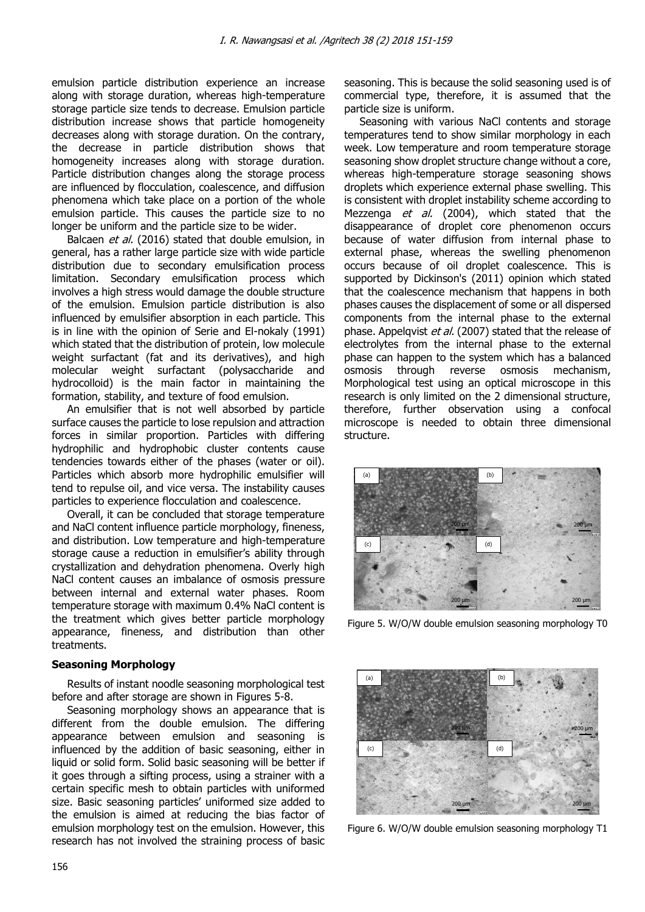emulsion particle distribution experience an increase along with storage duration, whereas high-temperature storage particle size tends to decrease. Emulsion particle distribution increase shows that particle homogeneity decreases along with storage duration. On the contrary, the decrease in particle distribution shows that homogeneity increases along with storage duration. Particle distribution changes along the storage process are influenced by flocculation, coalescence, and diffusion phenomena which take place on a portion of the whole emulsion particle. This causes the particle size to no longer be uniform and the particle size to be wider.

Balcaen *et al.* (2016) stated that double emulsion, in general, has a rather large particle size with wide particle distribution due to secondary emulsification process limitation. Secondary emulsification process which involves a high stress would damage the double structure of the emulsion. Emulsion particle distribution is also influenced by emulsifier absorption in each particle. This is in line with the opinion of Serie and El-nokaly (1991) which stated that the distribution of protein, low molecule weight surfactant (fat and its derivatives), and high molecular weight surfactant (polysaccharide and hydrocolloid) is the main factor in maintaining the formation, stability, and texture of food emulsion.

An emulsifier that is not well absorbed by particle surface causes the particle to lose repulsion and attraction forces in similar proportion. Particles with differing hydrophilic and hydrophobic cluster contents cause tendencies towards either of the phases (water or oil). Particles which absorb more hydrophilic emulsifier will tend to repulse oil, and vice versa. The instability causes particles to experience flocculation and coalescence.

Overall, it can be concluded that storage temperature and NaCl content influence particle morphology, fineness, and distribution. Low temperature and high-temperature storage cause a reduction in emulsifier's ability through crystallization and dehydration phenomena. Overly high NaCl content causes an imbalance of osmosis pressure between internal and external water phases. Room temperature storage with maximum 0.4% NaCl content is the treatment which gives better particle morphology appearance, fineness, and distribution than other treatments.

### Seasoning Morphology

Results of instant noodle seasoning morphological test before and after storage are shown in Figures 5-8.

Seasoning morphology shows an appearance that is different from the double emulsion. The differing appearance between emulsion and seasoning is influenced by the addition of basic seasoning, either in liquid or solid form. Solid basic seasoning will be better if it goes through a sifting process, using a strainer with a certain specific mesh to obtain particles with uniformed size. Basic seasoning particles' uniformed size added to the emulsion is aimed at reducing the bias factor of emulsion morphology test on the emulsion. However, this research has not involved the straining process of basic seasoning. This is because the solid seasoning used is of commercial type, therefore, it is assumed that the particle size is uniform.

Seasoning with various NaCl contents and storage temperatures tend to show similar morphology in each week. Low temperature and room temperature storage seasoning show droplet structure change without a core, whereas high-temperature storage seasoning shows droplets which experience external phase swelling. This is consistent with droplet instability scheme according to Mezzenga *et al.* (2004), which stated that the disappearance of droplet core phenomenon occurs because of water diffusion from internal phase to external phase, whereas the swelling phenomenon occurs because of oil droplet coalescence. This is supported by Dickinson's (2011) opinion which stated that the coalescence mechanism that happens in both phases causes the displacement of some or all dispersed components from the internal phase to the external phase. Appelqvist *et al.* (2007) stated that the release of electrolytes from the internal phase to the external phase can happen to the system which has a balanced osmosis through reverse osmosis mechanism, Morphological test using an optical microscope in this research is only limited on the 2 dimensional structure, therefore, further observation using a confocal microscope is needed to obtain three dimensional structure.

Figure 5. W/O/W double emulsion seasoning morphology T0

Figure 6. W/O/W double emulsion seasoning morphology T1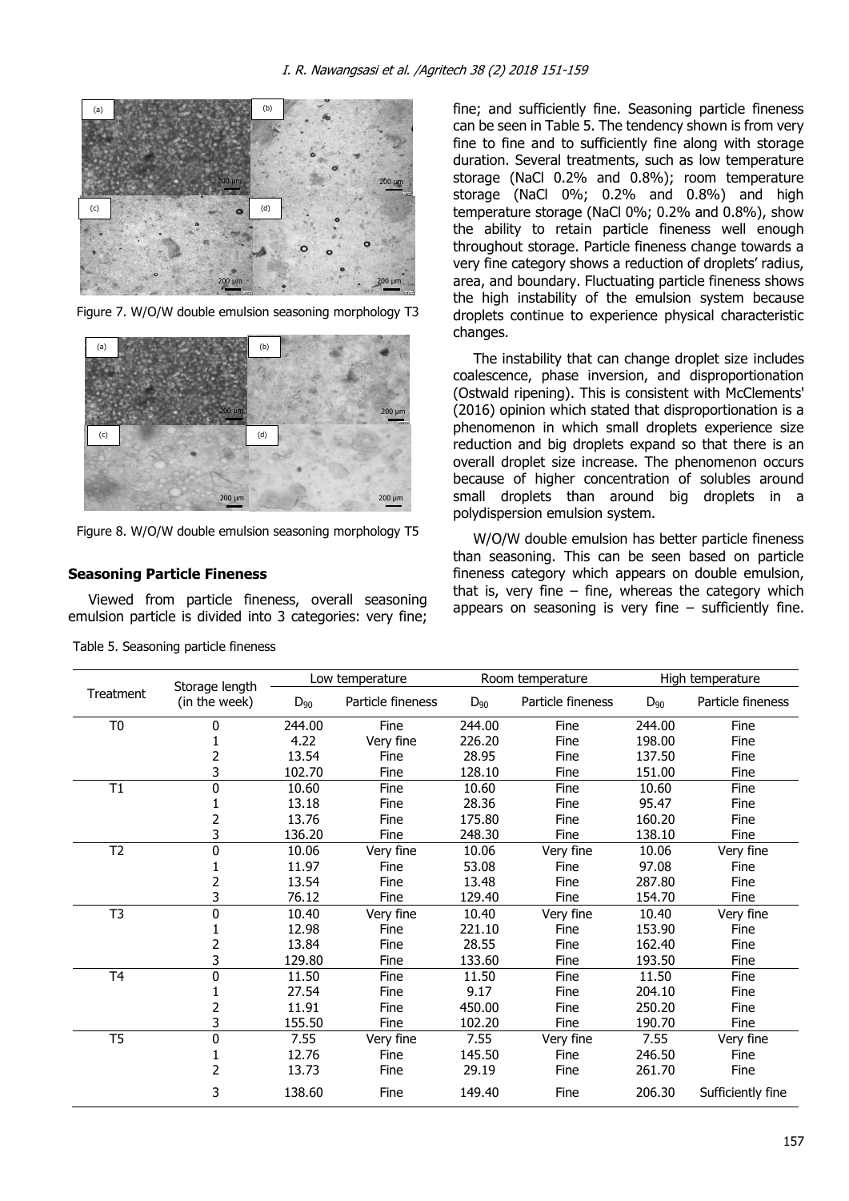Figure 7. W/O/W double emulsion seasoning morphology T3

Figure 8. W/O/W double emulsion seasoning morphology T5

### Seasoning Particle Fineness

Viewed from particle fineness, overall seasoning emulsion particle is divided into 3 categories: very fine; fine; and sufficiently fine. Seasoning particle fineness can be seen in Table 5. The tendency shown is from very fine to fine and to sufficiently fine along with storage duration. Several treatments, such as low temperature storage (NaCl 0.2% and 0.8%); room temperature storage (NaCl 0%; 0.2% and 0.8%) and high temperature storage (NaCl 0%; 0.2% and 0.8%), show the ability to retain particle fineness well enough throughout storage. Particle fineness change towards a very fine category shows a reduction of droplets' radius, area, and boundary. Fluctuating particle fineness shows the high instability of the emulsion system because droplets continue to experience physical characteristic changes.

The instability that can change droplet size includes coalescence, phase inversion, and disproportionation (Ostwald ripening). This is consistent with McClements' (2016) opinion which stated that disproportionation is a phenomenon in which small droplets experience size reduction and big droplets expand so that there is an overall droplet size increase. The phenomenon occurs because of higher concentration of solubles around small droplets than around big droplets in a polydispersion emulsion system.

W/O/W double emulsion has better particle fineness than seasoning. This can be seen based on particle fineness category which appears on double emulsion, that is, very fine – fine, whereas the category which appears on seasoning is very fine – sufficiently fine.

Table 5. Seasoning particle fineness

| Treatment | Storage length (in the week) | Low temperature | | Room temperature | | High temperature | |
|---|---|---|---|---|---|---|---|
| | | $D_{90}$ | Particle fineness | $D_{90}$ | Particle fineness | $D_{90}$ | Particle fineness |
| T0 | 0 | 244.00 | Fine | 244.00 | Fine | 244.00 | Fine |
| | 1 | 4.22 | Very fine | 226.20 | Fine | 198.00 | Fine |
| | 2 | 13.54 | Fine | 28.95 | Fine | 137.50 | Fine |
| | 3 | 102.70 | Fine | 128.10 | Fine | 151.00 | Fine |
| T1 | 0 | 10.60 | Fine | 10.60 | Fine | 10.60 | Fine |
| | 1 | 13.18 | Fine | 28.36 | Fine | 95.47 | Fine |
| | 2 | 13.76 | Fine | 175.80 | Fine | 160.20 | Fine |
| | 3 | 136.20 | Fine | 248.30 | Fine | 138.10 | Fine |
| T2 | 0 | 10.06 | Very fine | 10.06 | Very fine | 10.06 | Very fine |
| | 1 | 11.97 | Fine | 53.08 | Fine | 97.08 | Fine |
| | 2 | 13.54 | Fine | 13.48 | Fine | 287.80 | Fine |
| | 3 | 76.12 | Fine | 129.40 | Fine | 154.70 | Fine |
| T3 | 0 | 10.40 | Very fine | 10.40 | Very fine | 10.40 | Very fine |
| | 1 | 12.98 | Fine | 221.10 | Fine | 153.90 | Fine |
| | 2 | 13.84 | Fine | 28.55 | Fine | 162.40 | Fine |
| | 3 | 129.80 | Fine | 133.60 | Fine | 193.50 | Fine |
| T4 | 0 | 11.50 | Fine | 11.50 | Fine | 11.50 | Fine |
| | 1 | 27.54 | Fine | 9.17 | Fine | 204.10 | Fine |
| | 2 | 11.91 | Fine | 450.00 | Fine | 250.20 | Fine |
| | 3 | 155.50 | Fine | 102.20 | Fine | 190.70 | Fine |
| T5 | 0 | 7.55 | Very fine | 7.55 | Very fine | 7.55 | Very fine |
| | 1 | 12.76 | Fine | 145.50 | Fine | 246.50 | Fine |
| | 2 | 13.73 | Fine | 29.19 | Fine | 261.70 | Fine |
| | 3 | 138.60 | Fine | 149.40 | Fine | 206.30 | Sufficiently fine |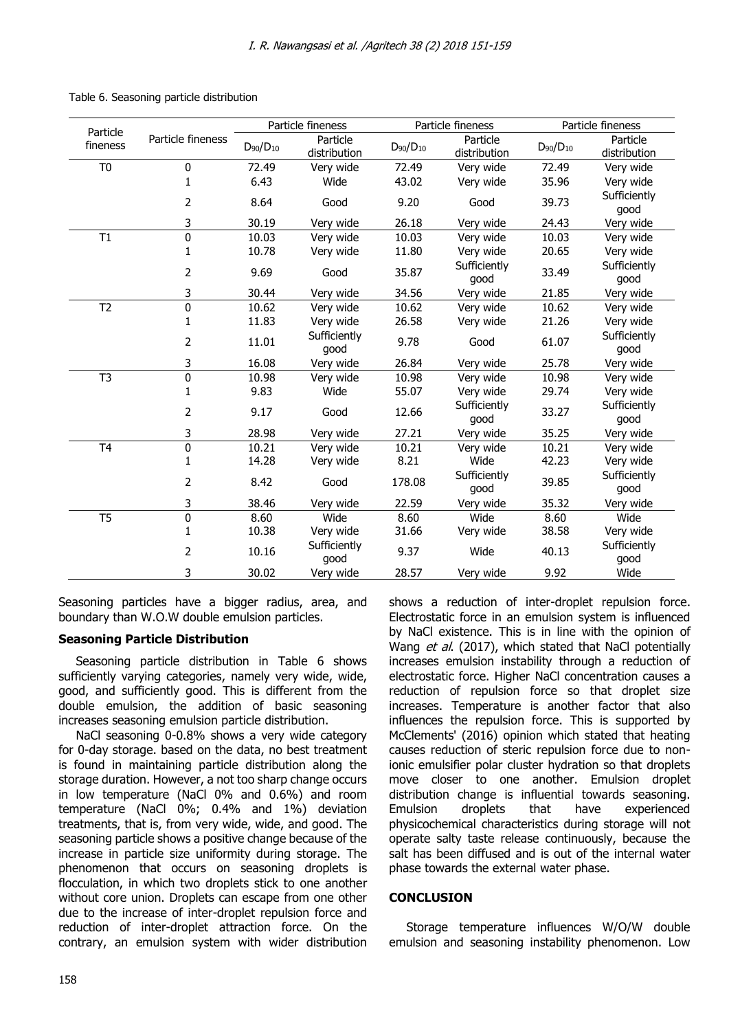Table 6. Seasoning particle distribution

| Particle fineness | Particle fineness | Particle fineness | | Particle fineness | | Particle fineness | |
|---|---|---|---|---|---|---|---|
| | | $D_{90}/D_{10}$ | Particle distribution | $D_{90}/D_{10}$ | Particle distribution | $D_{90}/D_{10}$ | Particle distribution |
| T0 | 0 | 72.49 | Very wide | 72.49 | Very wide | 72.49 | Very wide |
| | 1 | 6.43 | Wide | 43.02 | Very wide | 35.96 | Very wide |
| | 2 | 8.64 | Good | 9.20 | Good | 39.73 | Sufficiently good |
| | 3 | 30.19 | Very wide | 26.18 | Very wide | 24.43 | Very wide |
| T1 | 0 | 10.03 | Very wide | 10.03 | Very wide | 10.03 | Very wide |
| | 1 | 10.78 | Very wide | 11.80 | Very wide | 20.65 | Very wide |
| | 2 | 9.69 | Good | 35.87 | Sufficiently good | 33.49 | Sufficiently good |
| | 3 | 30.44 | Very wide | 34.56 | Very wide | 21.85 | Very wide |
| T2 | 0 | 10.62 | Very wide | 10.62 | Very wide | 10.62 | Very wide |
| | 1 | 11.83 | Very wide | 26.58 | Very wide | 21.26 | Very wide |
| | 2 | 11.01 | Sufficiently good | 9.78 | Good | 61.07 | Sufficiently good |
| | 3 | 16.08 | Very wide | 26.84 | Very wide | 25.78 | Very wide |
| T3 | 0 | 10.98 | Very wide | 10.98 | Very wide | 10.98 | Very wide |
| | 1 | 9.83 | Wide | 55.07 | Very wide | 29.74 | Very wide |
| | 2 | 9.17 | Good | 12.66 | Sufficiently good | 33.27 | Sufficiently good |
| | 3 | 28.98 | Very wide | 27.21 | Very wide | 35.25 | Very wide |
| T4 | 0 | 10.21 | Very wide | 10.21 | Very wide | 10.21 | Very wide |
| | 1 | 14.28 | Very wide | 8.21 | Wide | 42.23 | Very wide |
| | 2 | 8.42 | Good | 178.08 | Sufficiently good | 39.85 | Sufficiently good |
| | 3 | 38.46 | Very wide | 22.59 | Very wide | 35.32 | Very wide |
| T5 | 0 | 8.60 | Wide | 8.60 | Wide | 8.60 | Wide |
| | 1 | 10.38 | Very wide | 31.66 | Very wide | 38.58 | Very wide |
| | 2 | 10.16 | Sufficiently good | 9.37 | Wide | 40.13 | Sufficiently good |
| | 3 | 30.02 | Very wide | 28.57 | Very wide | 9.92 | Wide |

Seasoning particles have a bigger radius, area, and boundary than W.O.W double emulsion particles.

**Seasoning Particle Distribution**

Seasoning particle distribution in Table 6 shows sufficiently varying categories, namely very wide, wide, good, and sufficiently good. This is different from the double emulsion, the addition of basic seasoning increases seasoning emulsion particle distribution.

NaCl seasoning 0-0.8% shows a very wide category for 0-day storage. based on the data, no best treatment is found in maintaining particle distribution along the storage duration. However, a not too sharp change occurs in low temperature (NaCl 0% and 0.6%) and room temperature (NaCl 0%; 0.4% and 1%) deviation treatments, that is, from very wide, wide, and good. The seasoning particle shows a positive change because of the increase in particle size uniformity during storage. The phenomenon that occurs on seasoning droplets is flocculation, in which two droplets stick to one another without core union. Droplets can escape from one other due to the increase of inter-droplet repulsion force and reduction of inter-droplet attraction force. On the contrary, an emulsion system with wider distribution shows a reduction of inter-droplet repulsion force. Electrostatic force in an emulsion system is influenced by NaCl existence. This is in line with the opinion of Wang *et al.* (2017), which stated that NaCl potentially increases emulsion instability through a reduction of electrostatic force. Higher NaCl concentration causes a reduction of repulsion force so that droplet size increases. Temperature is another factor that also influences the repulsion force. This is supported by McClements' (2016) opinion which stated that heating causes reduction of steric repulsion force due to non-ionic emulsifier polar cluster hydration so that droplets move closer to one another. Emulsion droplet distribution change is influential towards seasoning. Emulsion droplets that have experienced physicochemical characteristics during storage will not operate salty taste release continuously, because the salt has been diffused and is out of the internal water phase towards the external water phase.

**CONCLUSION**

Storage temperature influences W/O/W double emulsion and seasoning instability phenomenon. Low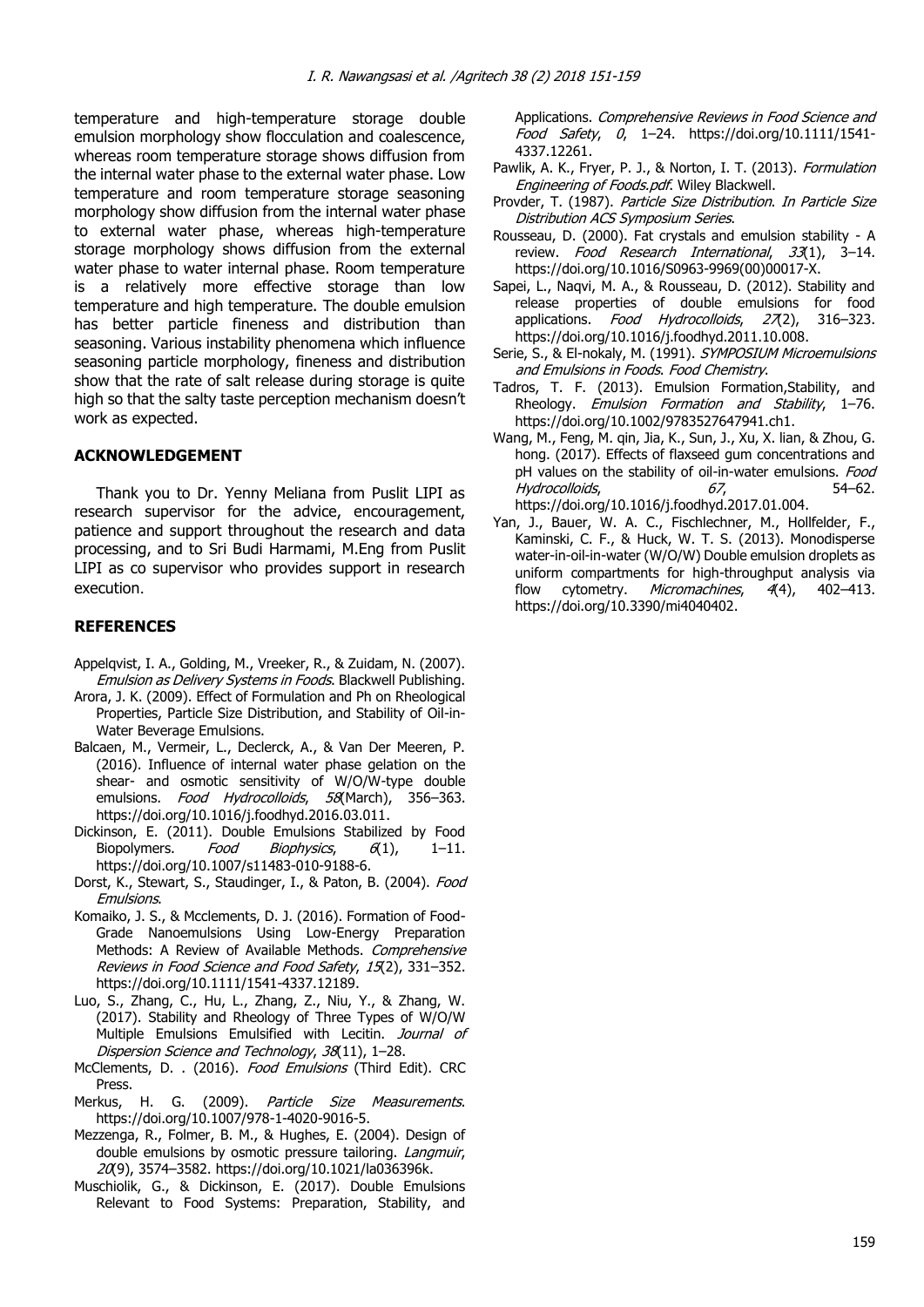temperature and high-temperature storage double emulsion morphology show flocculation and coalescence, whereas room temperature storage shows diffusion from the internal water phase to the external water phase. Low temperature and room temperature storage seasoning morphology show diffusion from the internal water phase to external water phase, whereas high-temperature storage morphology shows diffusion from the external water phase to water internal phase. Room temperature is a relatively more effective storage than low temperature and high temperature. The double emulsion has better particle fineness and distribution than seasoning. Various instability phenomena which influence seasoning particle morphology, fineness and distribution show that the rate of salt release during storage is quite high so that the salty taste perception mechanism doesn't work as expected.

## ACKNOWLEDGEMENT

Thank you to Dr. Yenny Meliana from Puslit LIPI as research supervisor for the advice, encouragement, patience and support throughout the research and data processing, and to Sri Budi Harmami, M.Eng from Puslit LIPI as co supervisor who provides support in research execution.

## REFERENCES

Appelqvist, I. A., Golding, M., Vreeker, R., & Zuidam, N. (2007). *Emulsion as Delivery Systems in Foods*. Blackwell Publishing.

Arora, J. K. (2009). Effect of Formulation and Ph on Rheological Properties, Particle Size Distribution, and Stability of Oil-in-Water Beverage Emulsions.

Balcaen, M., Vermeir, L., Declerck, A., & Van Der Meeren, P. (2016). Influence of internal water phase gelation on the shear- and osmotic sensitivity of W/O/W-type double emulsions. *Food Hydrocolloids*, *58*(March), 356–363. https://doi.org/10.1016/j.foodhyd.2016.03.011.

Dickinson, E. (2011). Double Emulsions Stabilized by Food Biopolymers. *Food Biophysics*, *6*(1), 1–11. https://doi.org/10.1007/s11483-010-9188-6.

Dorst, K., Stewart, S., Staudinger, I., & Paton, B. (2004). *Food Emulsions*.

Komaiko, J. S., & Mcclements, D. J. (2016). Formation of Food-Grade Nanoemulsions Using Low-Energy Preparation Methods: A Review of Available Methods. *Comprehensive Reviews in Food Science and Food Safety*, *15*(2), 331–352. https://doi.org/10.1111/1541-4337.12189.

Luo, S., Zhang, C., Hu, L., Zhang, Z., Niu, Y., & Zhang, W. (2017). Stability and Rheology of Three Types of W/O/W Multiple Emulsions Emulsified with Lecitin. *Journal of Dispersion Science and Technology*, *38*(11), 1–28.

McClements, D. . (2016). *Food Emulsions* (Third Edit). CRC Press.

Merkus, H. G. (2009). *Particle Size Measurements*. https://doi.org/10.1007/978-1-4020-9016-5.

Mezzenga, R., Folmer, B. M., & Hughes, E. (2004). Design of double emulsions by osmotic pressure tailoring. *Langmuir*, *20*(9), 3574–3582. https://doi.org/10.1021/la036396k.

Muschiolik, G., & Dickinson, E. (2017). Double Emulsions Relevant to Food Systems: Preparation, Stability, and Applications. *Comprehensive Reviews in Food Science and Food Safety*, *0*, 1–24. https://doi.org/10.1111/1541-4337.12261.

Pawlik, A. K., Fryer, P. J., & Norton, I. T. (2013). *Formulation Engineering of Foods.pdf*. Wiley Blackwell.

Provder, T. (1987). *Particle Size Distribution*. *In Particle Size Distribution ACS Symposium Series*.

Rousseau, D. (2000). Fat crystals and emulsion stability - A review. *Food Research International*, *33*(1), 3–14. https://doi.org/10.1016/S0963-9969(00)00017-X.

Sapei, L., Naqvi, M. A., & Rousseau, D. (2012). Stability and release properties of double emulsions for food applications. *Food Hydrocolloids*, *27*(2), 316–323. https://doi.org/10.1016/j.foodhyd.2011.10.008.

Serie, S., & El-nokaly, M. (1991). *SYMPOSIUM Microemulsions and Emulsions in Foods*. *Food Chemistry*.

Tadros, T. F. (2013). Emulsion Formation,Stability, and Rheology. *Emulsion Formation and Stability*, 1–76. https://doi.org/10.1002/9783527647941.ch1.

Wang, M., Feng, M. qin, Jia, K., Sun, J., Xu, X. lian, & Zhou, G. hong. (2017). Effects of flaxseed gum concentrations and pH values on the stability of oil-in-water emulsions. *Food Hydrocolloids*, *67*, 54–62. https://doi.org/10.1016/j.foodhyd.2017.01.004.

Yan, J., Bauer, W. A. C., Fischlechner, M., Hollfelder, F., Kaminski, C. F., & Huck, W. T. S. (2013). Monodisperse water-in-oil-in-water (W/O/W) Double emulsion droplets as uniform compartments for high-throughput analysis via flow cytometry. *Micromachines*, *4*(4), 402–413. https://doi.org/10.3390/mi4040402.